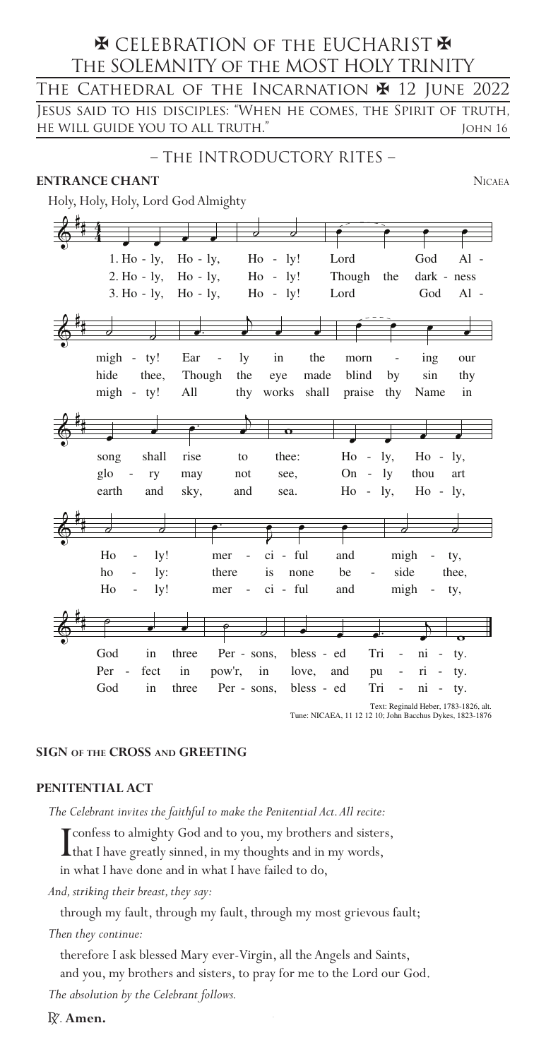# ✠ CELEBRATION OF THE EUCHARIST ✠

## THE SOLEMNITY OF THE MOST HOLY TRINITY

THE CATHEDRAL OF THE INCARNATION ✠ 12 JUNE 2022

JESUS SAID TO HIS DISCIPLES: "WHEN HE COMES, THE SPIRIT OF TRUTH, HE WILL GUIDE YOU TO ALL TRUTH." JOHN 16

## – THE INTRODUCTORY RITES –

**ENTRANCE CHANT** NICAEA

Holy, Holy, Holy, Lord God Almighty

1. Holy, Holy, Holy! Lord God Almighty! Early in the morning our song shall rise to thee: Holy, Holy, Holy! merciful and mighty, God in three Persons, blessed Trinity.

2. Holy, Holy, Holy! Though the darkness hide thee, Though the eye made blind by sin thy glory may not see, Only thou art holy: there is none beside thee, Perfect in pow'r, in love, and purity.

3. Holy, Holy, Holy! Lord God Almighty! All thy works shall praise thy Name in earth and sky, and sea. Holy, Holy, Holy! merciful and mighty, God in three Persons, blessed Trinity.

Text: Reginald Heber, 1783-1826, alt.
Tune: NICAEA, 11 12 12 10; John Bacchus Dykes, 1823-1876

**SIGN OF THE CROSS AND GREETING**

**PENITENTIAL ACT**

*The Celebrant invites the faithful to make the Penitential Act. All recite:*

I confess to almighty God and to you, my brothers and sisters, that I have greatly sinned, in my thoughts and in my words, in what I have done and in what I have failed to do,

*And, striking their breast, they say:*

through my fault, through my fault, through my most grievous fault;

*Then they continue:*

therefore I ask blessed Mary ever-Virgin, all the Angels and Saints, and you, my brothers and sisters, to pray for me to the Lord our God.

*The absolution by the Celebrant follows.*

℟. **Amen.**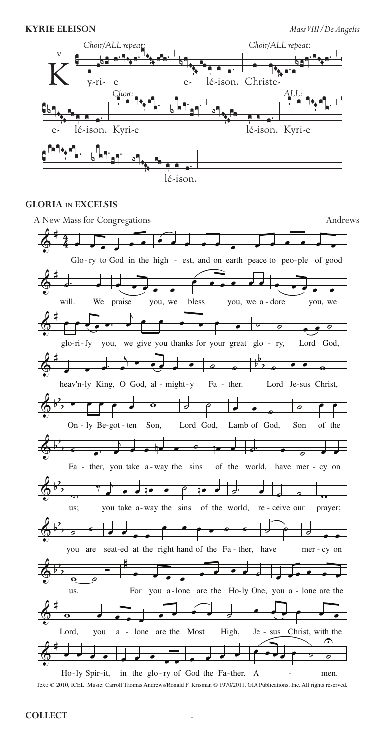## KYRIE ELEISON

*Mass VIII / De Angelis*

*Choir/ALL repeat:*

Kyri- e e- léison. Christe- e- léison. Kyri-e léison. Kyri-e léison.

*Choir/ALL repeat:* *Choir:* *ALL:*

## GLORIA IN EXCELSIS

A New Mass for Congregations

Andrews

Glo-ry to God in the high - est, and on earth peace to peo-ple of good will. We praise you, we bless you, we a-dore you, we glo-ri-fy you, we give you thanks for your great glo - ry, Lord God, heav'n-ly King, O God, al - might-y Fa - ther. Lord Je-sus Christ, On - ly Be-got - ten Son, Lord God, Lamb of God, Son of the Fa - ther, you take a-way the sins of the world, have mer - cy on us; you take a-way the sins of the world, re - ceive our prayer; you are seat-ed at the right hand of the Fa - ther, have mer - cy on us. For you a-lone are the Ho-ly One, you a - lone are the Lord, you a - lone are the Most High, Je - sus Christ, with the Ho-ly Spir-it, in the glo-ry of God the Fa-ther. A - men.

Text: © 2010, ICEL. Music: Carroll Thomas Andrews/Ronald F. Krisman © 1970/2011, GIA Publications, Inc. All rights reserved.

## COLLECT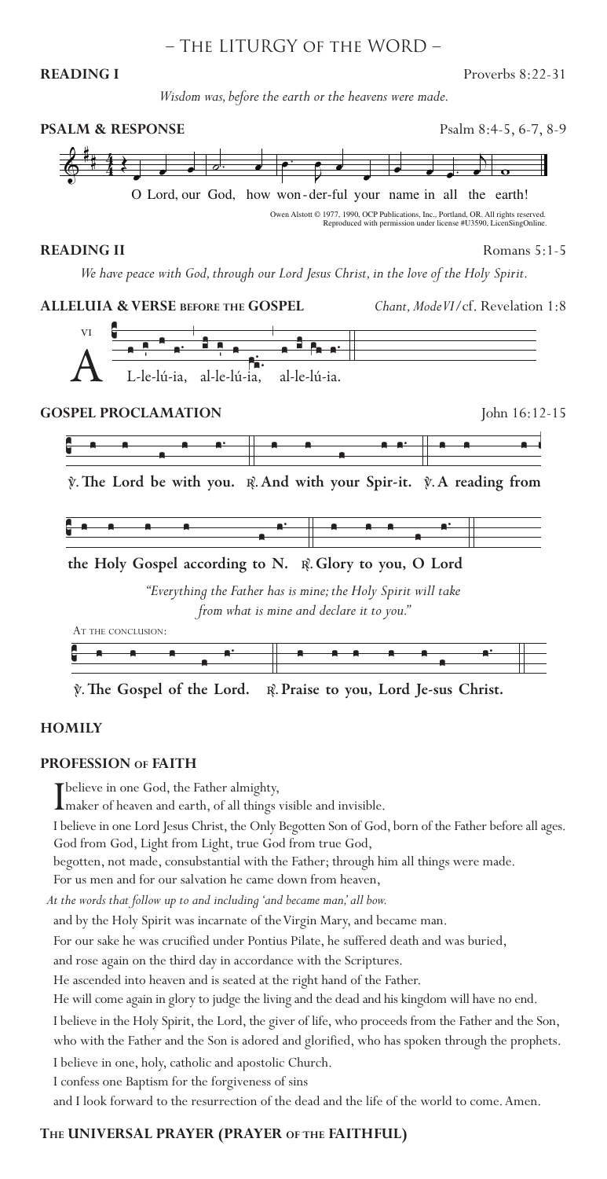## – The LITURGY of the WORD –

**READING I** Proverbs 8:22-31

*Wisdom was, before the earth or the heavens were made.*

**PSALM & RESPONSE** Psalm 8:4-5, 6-7, 8-9

O Lord, our God, how won-der-ful your name in all the earth!

Owen Alstott © 1977, 1990, OCP Publications, Inc., Portland, OR. All rights reserved. Reproduced with permission under license #U3590, LicenSingOnline.

**READING II** Romans 5:1-5

*We have peace with God, through our Lord Jesus Christ, in the love of the Holy Spirit.*

**ALLELUIA & VERSE BEFORE THE GOSPEL** *Chant, Mode VI*/cf. Revelation 1:8

VI

A L-le-lú-ia, al-le-lú-ia, al-le-lú-ia.

**GOSPEL PROCLAMATION** John 16:12-15

**℣. The Lord be with you. ℟. And with your Spir-it. ℣. A reading from the Holy Gospel according to N. ℟. Glory to you, O Lord**

*"Everything the Father has is mine; the Holy Spirit will take from what is mine and declare it to you."*

At the conclusion:

**℣. The Gospel of the Lord. ℟. Praise to you, Lord Je-sus Christ.**

**HOMILY**

**PROFESSION of FAITH**

I believe in one God, the Father almighty,
maker of heaven and earth, of all things visible and invisible.

I believe in one Lord Jesus Christ, the Only Begotten Son of God, born of the Father before all ages.
God from God, Light from Light, true God from true God,
begotten, not made, consubstantial with the Father; through him all things were made.
For us men and for our salvation he came down from heaven,

*At the words that follow up to and including 'and became man,' all bow.*

and by the Holy Spirit was incarnate of the Virgin Mary, and became man.
For our sake he was crucified under Pontius Pilate, he suffered death and was buried,
and rose again on the third day in accordance with the Scriptures.
He ascended into heaven and is seated at the right hand of the Father.
He will come again in glory to judge the living and the dead and his kingdom will have no end.
I believe in the Holy Spirit, the Lord, the giver of life, who proceeds from the Father and the Son,
who with the Father and the Son is adored and glorified, who has spoken through the prophets.
I believe in one, holy, catholic and apostolic Church.
I confess one Baptism for the forgiveness of sins
and I look forward to the resurrection of the dead and the life of the world to come. Amen.

**The UNIVERSAL PRAYER (PRAYER of the FAITHFUL)**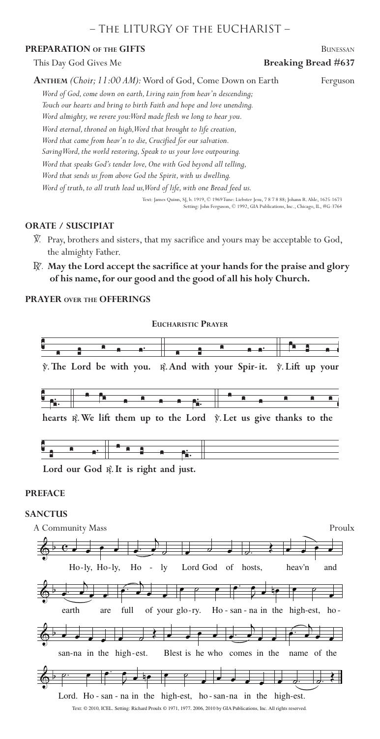# – The LITURGY of the EUCHARIST –

**PREPARATION of the GIFTS** — Bunessan

This Day God Gives Me — **Breaking Bread #637**

**Anthem** *(Choir; 11:00 AM):* Word of God, Come Down on Earth — Ferguson

*Word of God, come down on earth, Living rain from heav'n descending;*
*Touch our hearts and bring to birth Faith and hope and love unending.*
*Word almighty, we revere you:Word made flesh we long to hear you.*
*Word eternal, throned on high,Word that brought to life creation,*
*Word that came from heav'n to die, Crucified for our salvation.*
*SavingWord, the world restoring, Speak to us your love outpouring.*
*Word that speaks God's tender love, One with God beyond all telling,*
*Word that sends us from above God the Spirit, with us dwelling.*
*Word of truth, to all truth lead us,Word of life, with one Bread feed us.*

Text: James Quinn, SJ, b. 1919, © 1969Tune: Liebster Jesu, 7 8 7 8 88; Johann R. Ahle, 1625-1673
Setting: John Ferguson, © 1992, GIA Publications, Inc., Chicago, IL, #G-3764

## ORATE / SUSCIPIAT

℣. Pray, brothers and sisters, that my sacrifice and yours may be acceptable to God, the almighty Father.

℟. **May the Lord accept the sacrifice at your hands for the praise and glory of his name, for our good and the good of all his holy Church.**

## PRAYER over the OFFERINGS

**Eucharistic Prayer**

**℣. The Lord be with you. ℟. And with your Spir-it. ℣. Lift up your hearts ℟. We lift them up to the Lord ℣. Let us give thanks to the Lord our God ℟. It is right and just.**

## PREFACE

## SANCTUS

A Community Mass — Proulx

Ho-ly, Ho-ly, Ho - ly Lord God of hosts, heav'n and earth are full of your glo-ry. Ho - san - na in the high-est, ho-san-na in the high-est. Blest is he who comes in the name of the Lord. Ho - san - na in the high-est, ho-san-na in the high-est.

Text: © 2010, ICEL. Setting: Richard Proulx © 1971, 1977. 2006, 2010 by GIA Publications, Inc. All rights reserved.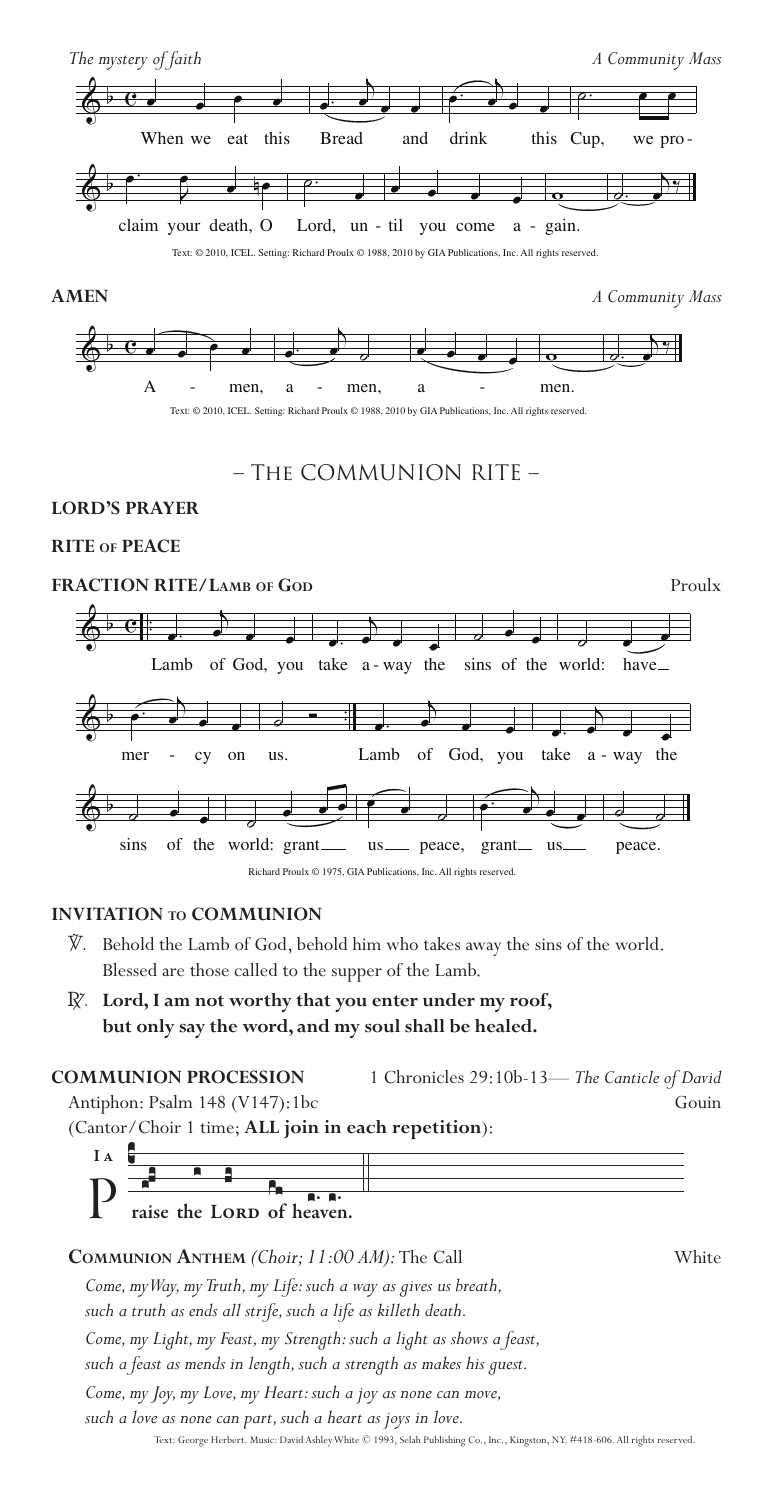*The mystery of faith* *A Community Mass*

When we eat this Bread and drink this Cup, we proclaim your death, O Lord, until you come again.

Text: © 2010, ICEL. Setting: Richard Proulx © 1988, 2010 by GIA Publications, Inc. All rights reserved.

**AMEN** *A Community Mass*

Amen, amen, amen.

Text: © 2010, ICEL. Setting: Richard Proulx © 1988, 2010 by GIA Publications, Inc. All rights reserved.

## – The Communion Rite –

**LORD'S PRAYER**

**RITE of PEACE**

**FRACTION RITE/Lamb of God** Proulx

Lamb of God, you take away the sins of the world: have mercy on us.
Lamb of God, you take away the sins of the world: grant us peace, grant us peace.

Richard Proulx © 1975, GIA Publications, Inc. All rights reserved.

**INVITATION to COMMUNION**

℣. Behold the Lamb of God, behold him who takes away the sins of the world.
Blessed are those called to the supper of the Lamb.

℟. **Lord, I am not worthy that you enter under my roof,**
**but only say the word, and my soul shall be healed.**

**COMMUNION PROCESSION** 1 Chronicles 29:10b-13— *The Canticle of David*

Antiphon: Psalm 148 (V147):1bc Gouin

(Cantor/Choir 1 time; **ALL join in each repetition**):

I A **Praise the Lord of heaven.**

**Communion Anthem** *(Choir; 11:00 AM):* The Call White

*Come, my Way, my Truth, my Life: such a way as gives us breath,*
*such a truth as ends all strife, such a life as killeth death.*
*Come, my Light, my Feast, my Strength: such a light as shows a feast,*
*such a feast as mends in length, such a strength as makes his guest.*
*Come, my Joy, my Love, my Heart: such a joy as none can move,*
*such a love as none can part, such a heart as joys in love.*

Text: George Herbert. Music: David Ashley White © 1993, Selah Publishing Co., Inc., Kingston, NY. #418-606. All rights reserved.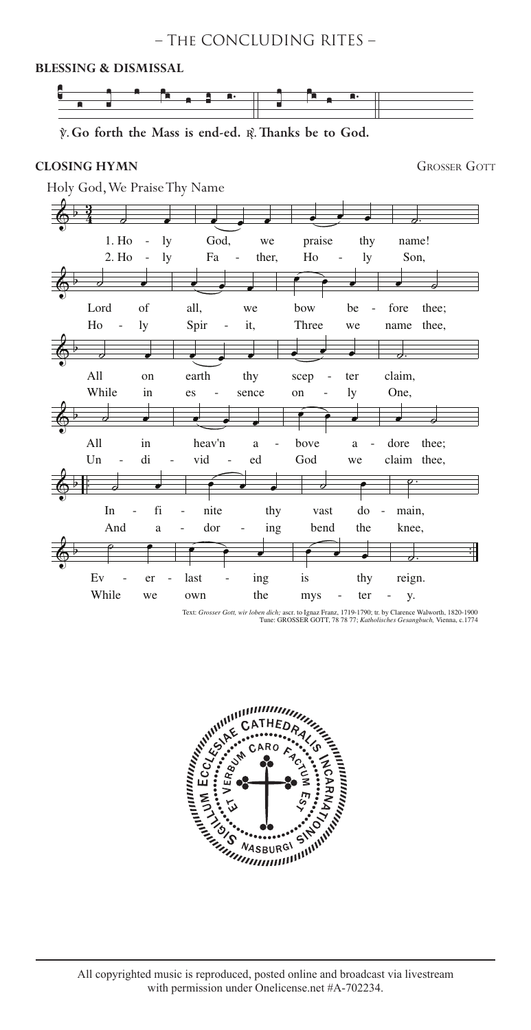– The CONCLUDING RITES –

**BLESSING & DISMISSAL**

℣. **Go forth the Mass is end-ed.** ℟. **Thanks be to God.**

**CLOSING HYMN** GROSSER GOTT

Holy God, We Praise Thy Name

1. Holy God, we praise thy name!
Lord of all, we bow before thee;
All on earth thy scepter claim,
All in heav'n above adore thee;
Infinite thy vast domain,
Everlasting is thy reign.

2. Holy Father, Holy Son,
Holy Spirit, Three we name thee,
While in essence only One,
Undivided God we claim thee,
And adoring bend the knee,
While we own the mystery.

Text: *Grosser Gott, wir loben dich;* ascr. to Ignaz Franz, 1719-1790; tr. by Clarence Walworth, 1820-1900
Tune: GROSSER GOTT, 78 78 77; *Katholisches Gesangbuch,* Vienna, c.1774

SIGILLUM ECCLESIAE CATHEDRALIS INCARNATIONIS NASBURGI
ET VERBUM CARO FACTUM EST

All copyrighted music is reproduced, posted online and broadcast via livestream with permission under Onelicense.net #A-702234.